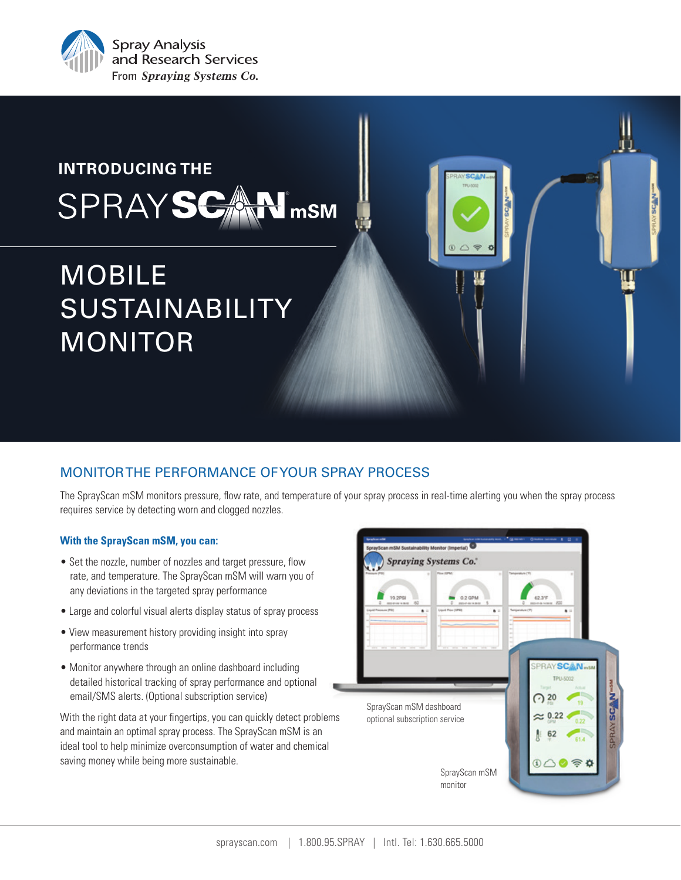Spray Analysis and Research Services
From *Spraying Systems Co.*

## INTRODUCING THE SPRAYSCAN® mSM

# MOBILE SUSTAINABILITY MONITOR

## MONITOR THE PERFORMANCE OF YOUR SPRAY PROCESS

The SprayScan mSM monitors pressure, flow rate, and temperature of your spray process in real-time alerting you when the spray process requires service by detecting worn and clogged nozzles.

### With the SprayScan mSM, you can:

- Set the nozzle, number of nozzles and target pressure, flow rate, and temperature. The SprayScan mSM will warn you of any deviations in the targeted spray performance
- Large and colorful visual alerts display status of spray process
- View measurement history providing insight into spray performance trends
- Monitor anywhere through an online dashboard including detailed historical tracking of spray performance and optional email/SMS alerts. (Optional subscription service)

With the right data at your fingertips, you can quickly detect problems and maintain an optimal spray process. The SprayScan mSM is an ideal tool to help minimize overconsumption of water and chemical saving money while being more sustainable.

SprayScan mSM dashboard optional subscription service

SprayScan mSM monitor

sprayscan.com | 1.800.95.SPRAY | Intl. Tel: 1.630.665.5000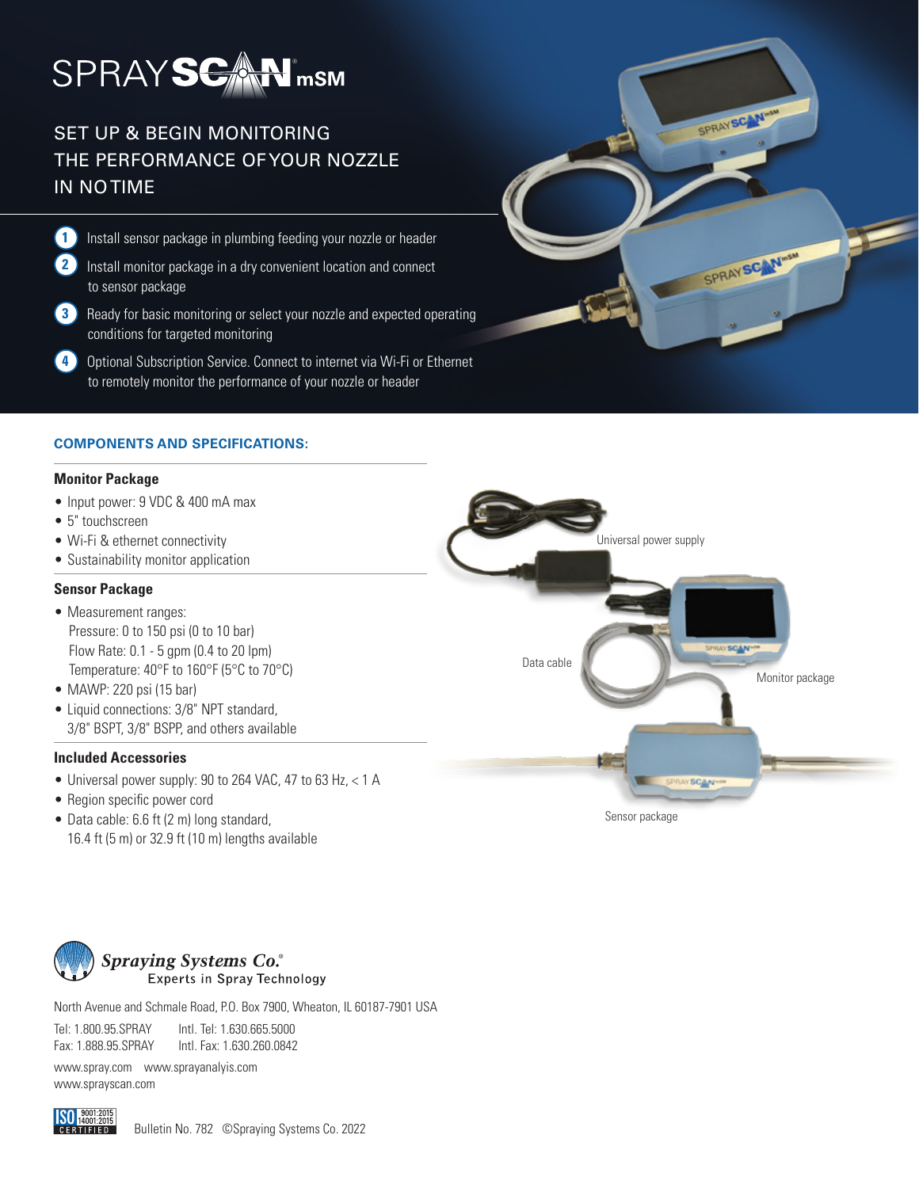# SPRAYSCAN® mSM

## SET UP & BEGIN MONITORING THE PERFORMANCE OF YOUR NOZZLE IN NO TIME

1. Install sensor package in plumbing feeding your nozzle or header
2. Install monitor package in a dry convenient location and connect to sensor package
3. Ready for basic monitoring or select your nozzle and expected operating conditions for targeted monitoring
4. Optional Subscription Service. Connect to internet via Wi-Fi or Ethernet to remotely monitor the performance of your nozzle or header

### COMPONENTS AND SPECIFICATIONS:

**Monitor Package**

- Input power: 9 VDC & 400 mA max
- 5" touchscreen
- Wi-Fi & ethernet connectivity
- Sustainability monitor application

**Sensor Package**

- Measurement ranges:
  Pressure: 0 to 150 psi (0 to 10 bar)
  Flow Rate: 0.1 - 5 gpm (0.4 to 20 lpm)
  Temperature: 40°F to 160°F (5°C to 70°C)
- MAWP: 220 psi (15 bar)
- Liquid connections: 3/8" NPT standard, 3/8" BSPT, 3/8" BSPP, and others available

**Included Accessories**

- Universal power supply: 90 to 264 VAC, 47 to 63 Hz, < 1 A
- Region specific power cord
- Data cable: 6.6 ft (2 m) long standard, 16.4 ft (5 m) or 32.9 ft (10 m) lengths available

Universal power supply

Data cable

Monitor package

Sensor package

**Spraying Systems Co.®**
Experts in Spray Technology

North Avenue and Schmale Road, P.O. Box 7900, Wheaton, IL 60187-7901 USA

Tel: 1.800.95.SPRAY Intl. Tel: 1.630.665.5000
Fax: 1.888.95.SPRAY Intl. Fax: 1.630.260.0842

www.spray.com www.sprayanalyis.com
www.sprayscan.com

ISO 9001:2015 14001:2015 CERTIFIED

Bulletin No. 782 ©Spraying Systems Co. 2022